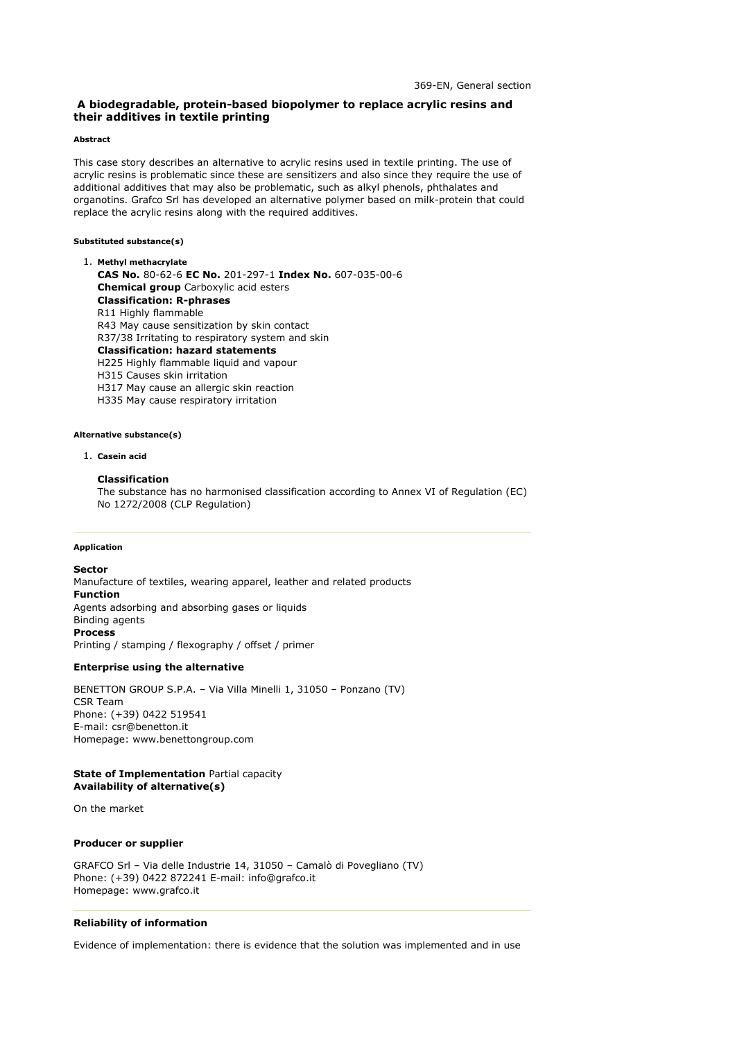369-EN, General section

# A biodegradable, protein-based biopolymer to replace acrylic resins and their additives in textile printing

#### Abstract

This case story describes an alternative to acrylic resins used in textile printing. The use of acrylic resins is problematic since these are sensitizers and also since they require the use of additional additives that may also be problematic, such as alkyl phenols, phthalates and organotins. Grafco Srl has developed an alternative polymer based on milk-protein that could replace the acrylic resins along with the required additives.

#### Substituted substance(s)

1. **Methyl methacrylate**
   **CAS No.** 80-62-6 **EC No.** 201-297-1 **Index No.** 607-035-00-6
   **Chemical group** Carboxylic acid esters
   **Classification: R-phrases**
   R11 Highly flammable
   R43 May cause sensitization by skin contact
   R37/38 Irritating to respiratory system and skin
   **Classification: hazard statements**
   H225 Highly flammable liquid and vapour
   H315 Causes skin irritation
   H317 May cause an allergic skin reaction
   H335 May cause respiratory irritation

#### Alternative substance(s)

1. **Casein acid**

   **Classification**
   The substance has no harmonised classification according to Annex VI of Regulation (EC) No 1272/2008 (CLP Regulation)

---

#### Application

**Sector**
Manufacture of textiles, wearing apparel, leather and related products
**Function**
Agents adsorbing and absorbing gases or liquids
Binding agents
**Process**
Printing / stamping / flexography / offset / primer

**Enterprise using the alternative**

BENETTON GROUP S.P.A. – Via Villa Minelli 1, 31050 – Ponzano (TV)
CSR Team
Phone: (+39) 0422 519541
E-mail: csr@benetton.it
Homepage: www.benettongroup.com

**State of Implementation** Partial capacity
**Availability of alternative(s)**

On the market

**Producer or supplier**

GRAFCO Srl – Via delle Industrie 14, 31050 – Camalò di Povegliano (TV)
Phone: (+39) 0422 872241 E-mail: info@grafco.it
Homepage: www.grafco.it

---

**Reliability of information**

Evidence of implementation: there is evidence that the solution was implemented and in use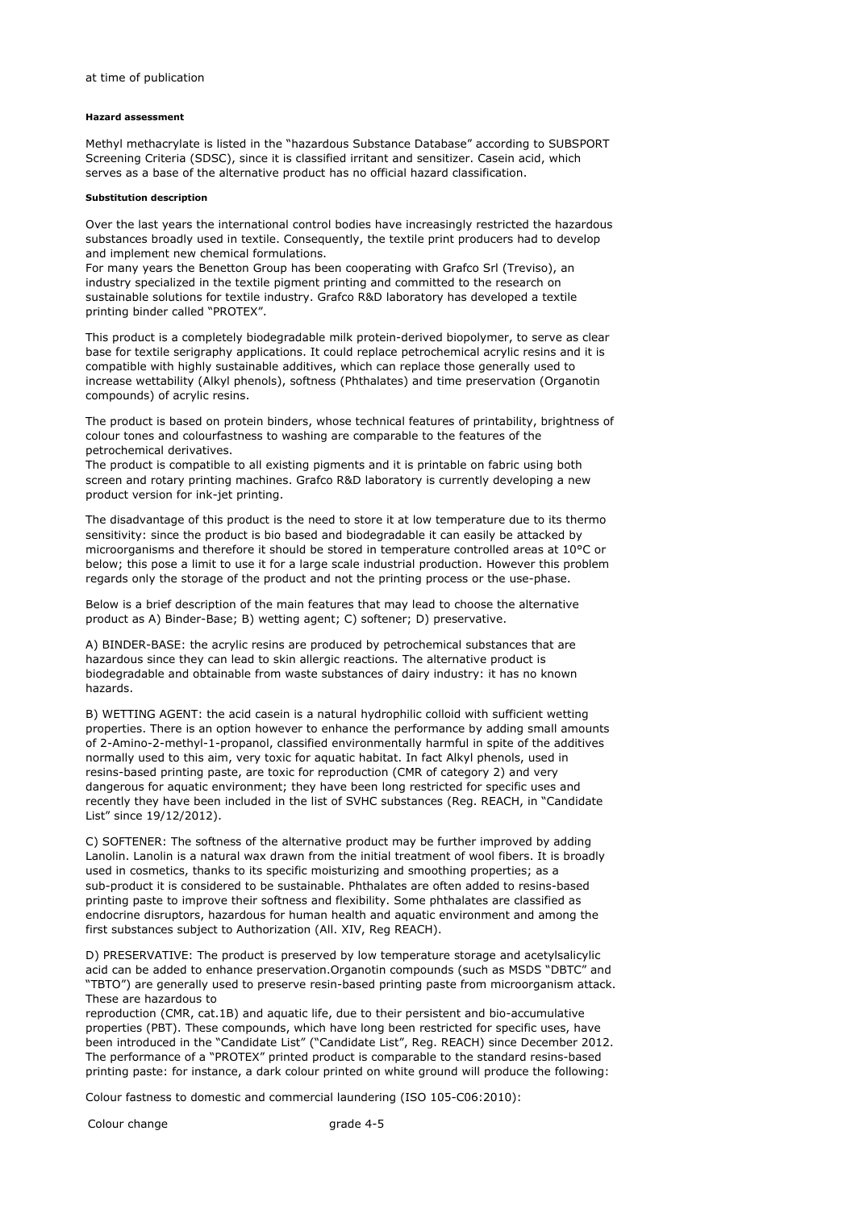at time of publication

#### Hazard assessment

Methyl methacrylate is listed in the "hazardous Substance Database" according to SUBSPORT Screening Criteria (SDSC), since it is classified irritant and sensitizer. Casein acid, which serves as a base of the alternative product has no official hazard classification.

#### Substitution description

Over the last years the international control bodies have increasingly restricted the hazardous substances broadly used in textile. Consequently, the textile print producers had to develop and implement new chemical formulations.
For many years the Benetton Group has been cooperating with Grafco Srl (Treviso), an industry specialized in the textile pigment printing and committed to the research on sustainable solutions for textile industry. Grafco R&D laboratory has developed a textile printing binder called "PROTEX".

This product is a completely biodegradable milk protein-derived biopolymer, to serve as clear base for textile serigraphy applications. It could replace petrochemical acrylic resins and it is compatible with highly sustainable additives, which can replace those generally used to increase wettability (Alkyl phenols), softness (Phthalates) and time preservation (Organotin compounds) of acrylic resins.

The product is based on protein binders, whose technical features of printability, brightness of colour tones and colourfastness to washing are comparable to the features of the petrochemical derivatives.
The product is compatible to all existing pigments and it is printable on fabric using both screen and rotary printing machines. Grafco R&D laboratory is currently developing a new product version for ink-jet printing.

The disadvantage of this product is the need to store it at low temperature due to its thermo sensitivity: since the product is bio based and biodegradable it can easily be attacked by microorganisms and therefore it should be stored in temperature controlled areas at 10°C or below; this pose a limit to use it for a large scale industrial production. However this problem regards only the storage of the product and not the printing process or the use-phase.

Below is a brief description of the main features that may lead to choose the alternative product as A) Binder-Base; B) wetting agent; C) softener; D) preservative.

A) BINDER-BASE: the acrylic resins are produced by petrochemical substances that are hazardous since they can lead to skin allergic reactions. The alternative product is biodegradable and obtainable from waste substances of dairy industry: it has no known hazards.

B) WETTING AGENT: the acid casein is a natural hydrophilic colloid with sufficient wetting properties. There is an option however to enhance the performance by adding small amounts of 2-Amino-2-methyl-1-propanol, classified environmentally harmful in spite of the additives normally used to this aim, very toxic for aquatic habitat. In fact Alkyl phenols, used in resins-based printing paste, are toxic for reproduction (CMR of category 2) and very dangerous for aquatic environment; they have been long restricted for specific uses and recently they have been included in the list of SVHC substances (Reg. REACH, in "Candidate List" since 19/12/2012).

C) SOFTENER: The softness of the alternative product may be further improved by adding Lanolin. Lanolin is a natural wax drawn from the initial treatment of wool fibers. It is broadly used in cosmetics, thanks to its specific moisturizing and smoothing properties; as a sub-product it is considered to be sustainable. Phthalates are often added to resins-based printing paste to improve their softness and flexibility. Some phthalates are classified as endocrine disruptors, hazardous for human health and aquatic environment and among the first substances subject to Authorization (All. XIV, Reg REACH).

D) PRESERVATIVE: The product is preserved by low temperature storage and acetylsalicylic acid can be added to enhance preservation.Organotin compounds (such as MSDS "DBTC" and "TBTO") are generally used to preserve resin-based printing paste from microorganism attack. These are hazardous to
reproduction (CMR, cat.1B) and aquatic life, due to their persistent and bio-accumulative properties (PBT). These compounds, which have long been restricted for specific uses, have been introduced in the "Candidate List" ("Candidate List", Reg. REACH) since December 2012.
The performance of a "PROTEX" printed product is comparable to the standard resins-based printing paste: for instance, a dark colour printed on white ground will produce the following:

Colour fastness to domestic and commercial laundering (ISO 105-C06:2010):

| | |
|---|---|
| Colour change | grade 4-5 |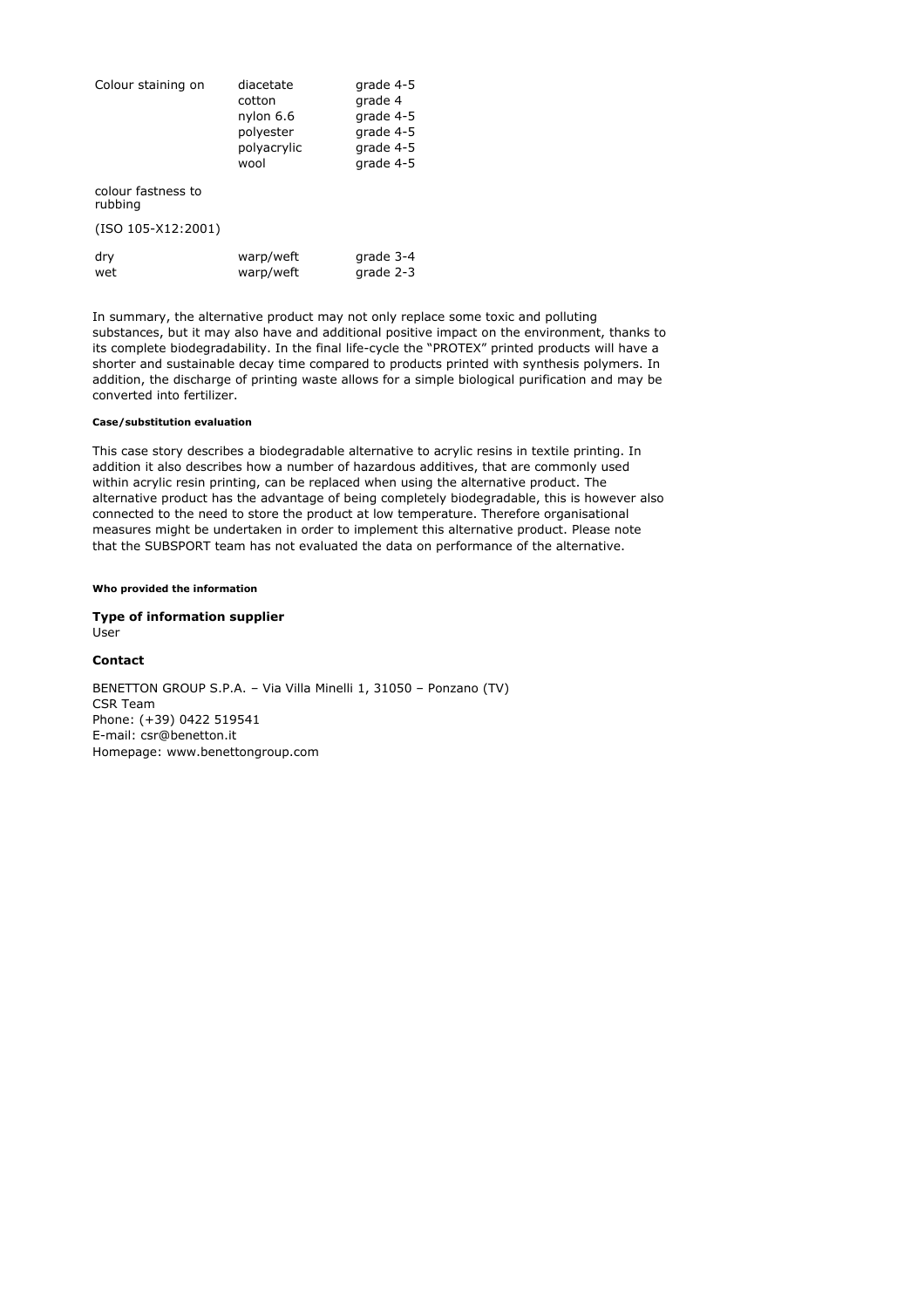| | | |
|---|---|---|
| Colour staining on | diacetate | grade 4-5 |
| | cotton | grade 4 |
| | nylon 6.6 | grade 4-5 |
| | polyester | grade 4-5 |
| | polyacrylic | grade 4-5 |
| | wool | grade 4-5 |
| colour fastness to rubbing | | |
| (ISO 105-X12:2001) | | |
| dry | warp/weft | grade 3-4 |
| wet | warp/weft | grade 2-3 |

In summary, the alternative product may not only replace some toxic and polluting substances, but it may also have and additional positive impact on the environment, thanks to its complete biodegradability. In the final life-cycle the "PROTEX" printed products will have a shorter and sustainable decay time compared to products printed with synthesis polymers. In addition, the discharge of printing waste allows for a simple biological purification and may be converted into fertilizer.

#### Case/substitution evaluation

This case story describes a biodegradable alternative to acrylic resins in textile printing. In addition it also describes how a number of hazardous additives, that are commonly used within acrylic resin printing, can be replaced when using the alternative product. The alternative product has the advantage of being completely biodegradable, this is however also connected to the need to store the product at low temperature. Therefore organisational measures might be undertaken in order to implement this alternative product. Please note that the SUBSPORT team has not evaluated the data on performance of the alternative.

#### Who provided the information

**Type of information supplier**
User

**Contact**

BENETTON GROUP S.P.A. – Via Villa Minelli 1, 31050 – Ponzano (TV)
CSR Team
Phone: (+39) 0422 519541
E-mail: csr@benetton.it
Homepage: www.benettongroup.com